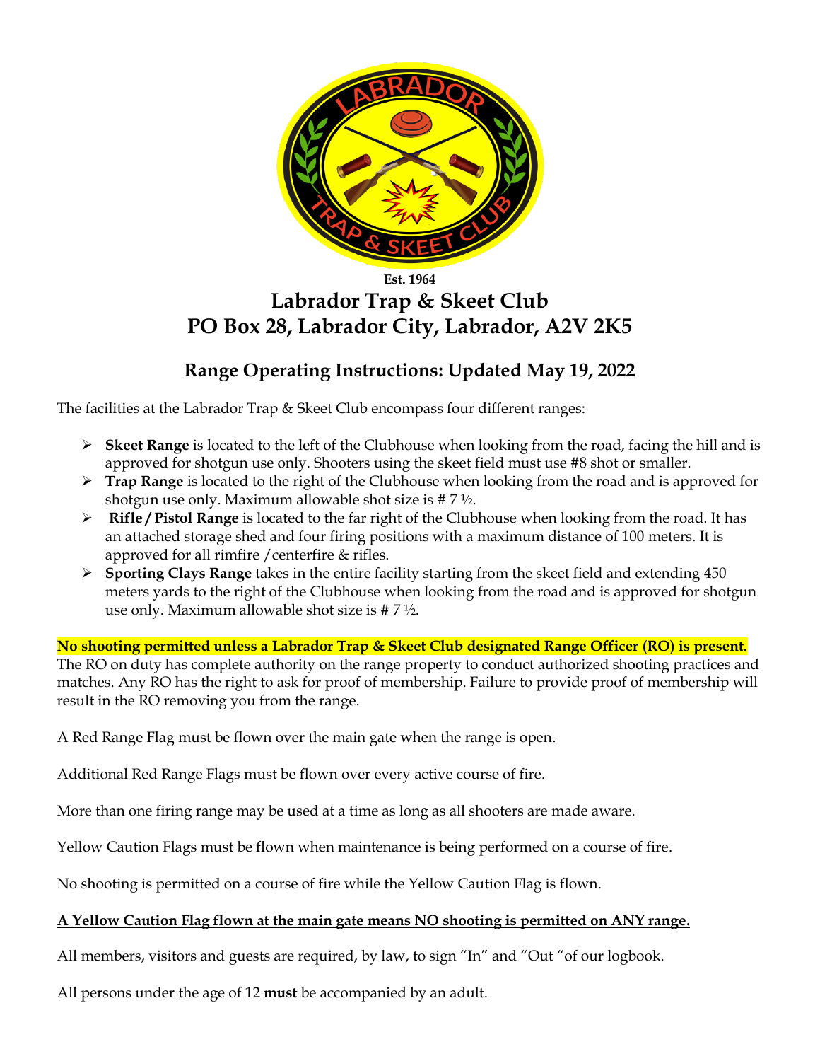Est. 1964

# Labrador Trap & Skeet Club

## PO Box 28, Labrador City, Labrador, A2V 2K5

## Range Operating Instructions: Updated May 19, 2022

The facilities at the Labrador Trap & Skeet Club encompass four different ranges:

- **Skeet Range** is located to the left of the Clubhouse when looking from the road, facing the hill and is approved for shotgun use only. Shooters using the skeet field must use #8 shot or smaller.
- **Trap Range** is located to the right of the Clubhouse when looking from the road and is approved for shotgun use only. Maximum allowable shot size is # 7 ½.
- **Rifle / Pistol Range** is located to the far right of the Clubhouse when looking from the road. It has an attached storage shed and four firing positions with a maximum distance of 100 meters. It is approved for all rimfire /centerfire & rifles.
- **Sporting Clays Range** takes in the entire facility starting from the skeet field and extending 450 meters yards to the right of the Clubhouse when looking from the road and is approved for shotgun use only. Maximum allowable shot size is # 7 ½.

**No shooting permitted unless a Labrador Trap & Skeet Club designated Range Officer (RO) is present.** The RO on duty has complete authority on the range property to conduct authorized shooting practices and matches. Any RO has the right to ask for proof of membership. Failure to provide proof of membership will result in the RO removing you from the range.

A Red Range Flag must be flown over the main gate when the range is open.

Additional Red Range Flags must be flown over every active course of fire.

More than one firing range may be used at a time as long as all shooters are made aware.

Yellow Caution Flags must be flown when maintenance is being performed on a course of fire.

No shooting is permitted on a course of fire while the Yellow Caution Flag is flown.

**A Yellow Caution Flag flown at the main gate means NO shooting is permitted on ANY range.**

All members, visitors and guests are required, by law, to sign "In" and "Out "of our logbook.

All persons under the age of 12 **must** be accompanied by an adult.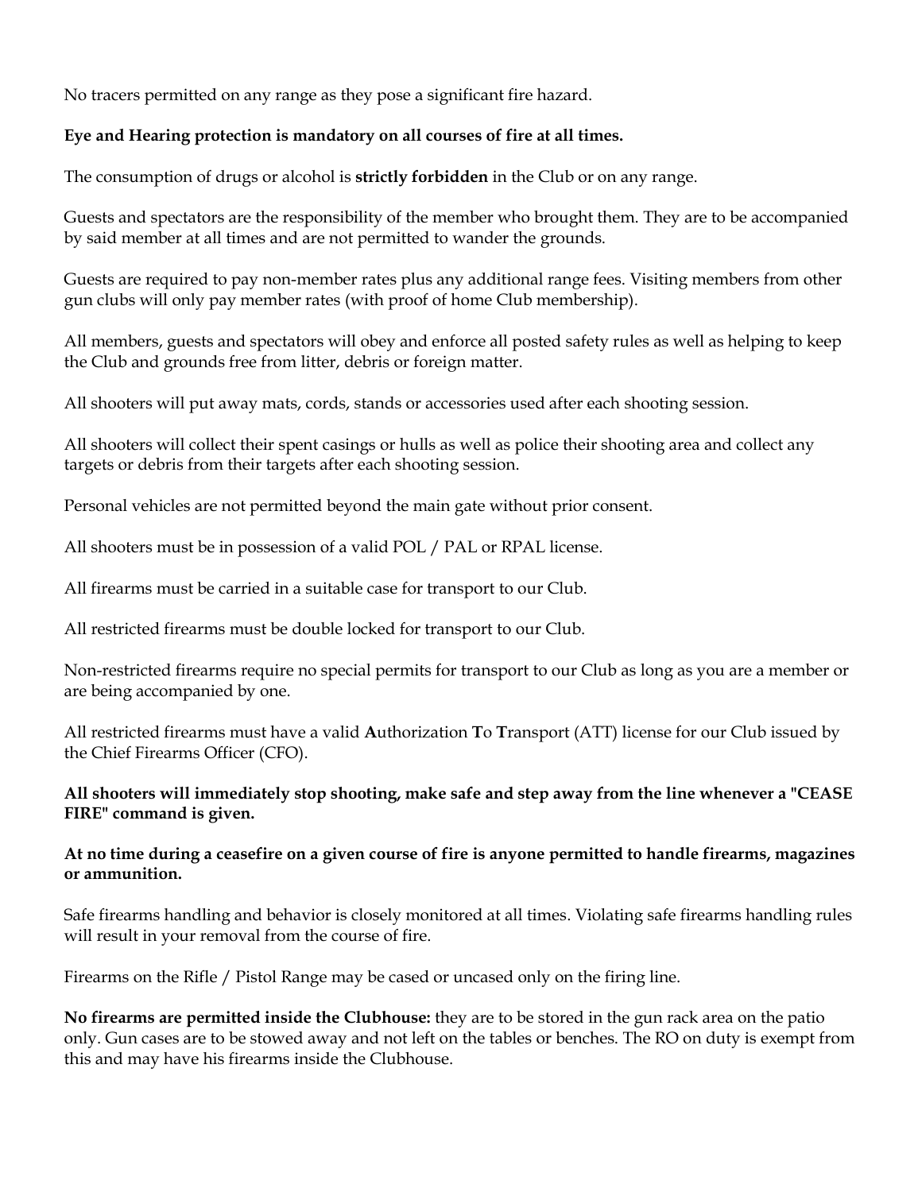No tracers permitted on any range as they pose a significant fire hazard.

**Eye and Hearing protection is mandatory on all courses of fire at all times.**

The consumption of drugs or alcohol is **strictly forbidden** in the Club or on any range.

Guests and spectators are the responsibility of the member who brought them. They are to be accompanied by said member at all times and are not permitted to wander the grounds.

Guests are required to pay non-member rates plus any additional range fees. Visiting members from other gun clubs will only pay member rates (with proof of home Club membership).

All members, guests and spectators will obey and enforce all posted safety rules as well as helping to keep the Club and grounds free from litter, debris or foreign matter.

All shooters will put away mats, cords, stands or accessories used after each shooting session.

All shooters will collect their spent casings or hulls as well as police their shooting area and collect any targets or debris from their targets after each shooting session.

Personal vehicles are not permitted beyond the main gate without prior consent.

All shooters must be in possession of a valid POL / PAL or RPAL license.

All firearms must be carried in a suitable case for transport to our Club.

All restricted firearms must be double locked for transport to our Club.

Non-restricted firearms require no special permits for transport to our Club as long as you are a member or are being accompanied by one.

All restricted firearms must have a valid **A**uthorization **T**o **T**ransport (ATT) license for our Club issued by the Chief Firearms Officer (CFO).

**All shooters will immediately stop shooting, make safe and step away from the line whenever a "CEASE FIRE" command is given.**

**At no time during a ceasefire on a given course of fire is anyone permitted to handle firearms, magazines or ammunition.**

Safe firearms handling and behavior is closely monitored at all times. Violating safe firearms handling rules will result in your removal from the course of fire.

Firearms on the Rifle / Pistol Range may be cased or uncased only on the firing line.

**No firearms are permitted inside the Clubhouse:** they are to be stored in the gun rack area on the patio only. Gun cases are to be stowed away and not left on the tables or benches. The RO on duty is exempt from this and may have his firearms inside the Clubhouse.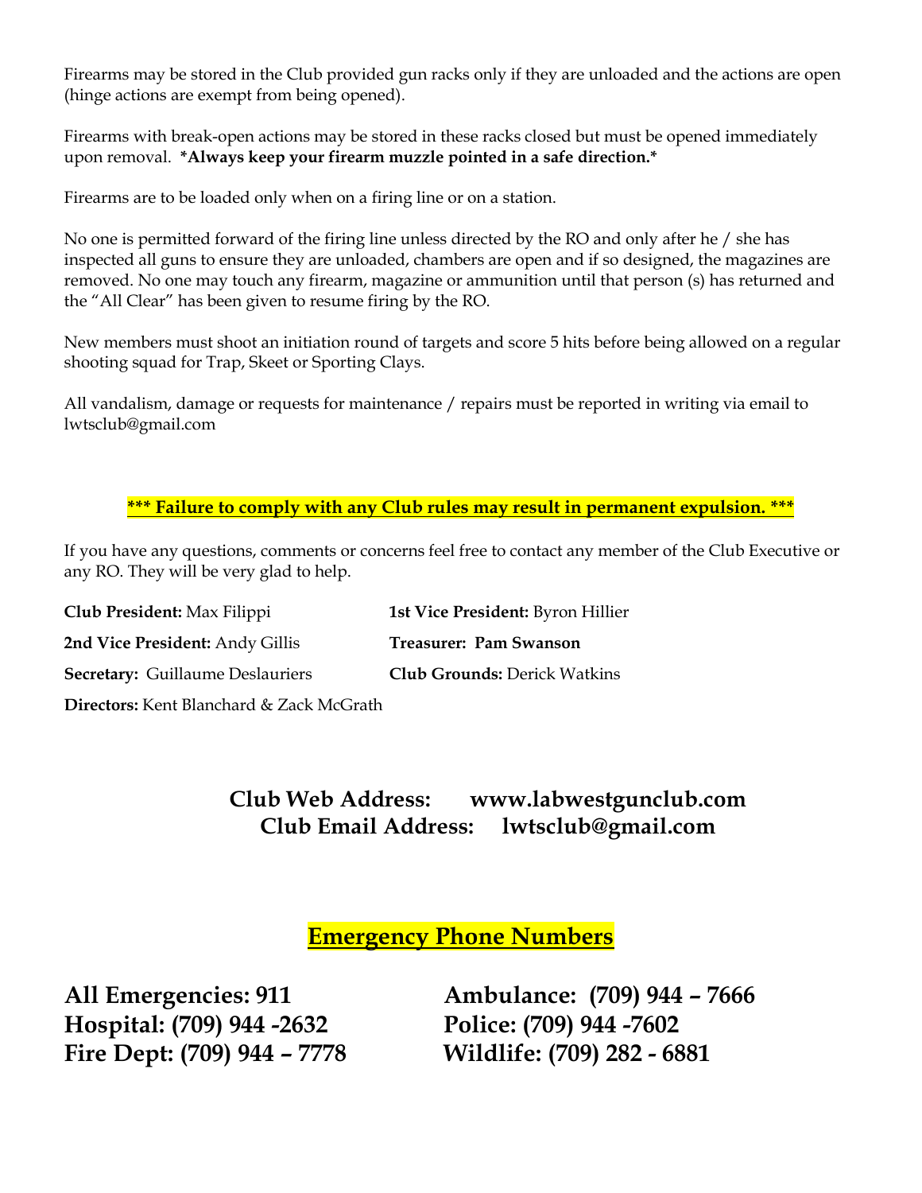Firearms may be stored in the Club provided gun racks only if they are unloaded and the actions are open (hinge actions are exempt from being opened).

Firearms with break-open actions may be stored in these racks closed but must be opened immediately upon removal. ***Always keep your firearm muzzle pointed in a safe direction.***

Firearms are to be loaded only when on a firing line or on a station.

No one is permitted forward of the firing line unless directed by the RO and only after he / she has inspected all guns to ensure they are unloaded, chambers are open and if so designed, the magazines are removed. No one may touch any firearm, magazine or ammunition until that person (s) has returned and the "All Clear" has been given to resume firing by the RO.

New members must shoot an initiation round of targets and score 5 hits before being allowed on a regular shooting squad for Trap, Skeet or Sporting Clays.

All vandalism, damage or requests for maintenance / repairs must be reported in writing via email to lwtsclub@gmail.com

**\*\*\* Failure to comply with any Club rules may result in permanent expulsion. \*\*\***

If you have any questions, comments or concerns feel free to contact any member of the Club Executive or any RO. They will be very glad to help.

**Club President:** Max Filippi

**1st Vice President:** Byron Hillier

**2nd Vice President:** Andy Gillis

**Treasurer: Pam Swanson**

**Secretary:** Guillaume Deslauriers

**Club Grounds:** Derick Watkins

**Directors:** Kent Blanchard & Zack McGrath

**Club Web Address: www.labwestgunclub.com**
**Club Email Address: lwtsclub@gmail.com**

## Emergency Phone Numbers

**All Emergencies: 911**
**Ambulance: (709) 944 – 7666**
**Hospital: (709) 944 -2632**
**Police: (709) 944 -7602**
**Fire Dept: (709) 944 – 7778**
**Wildlife: (709) 282 - 6881**